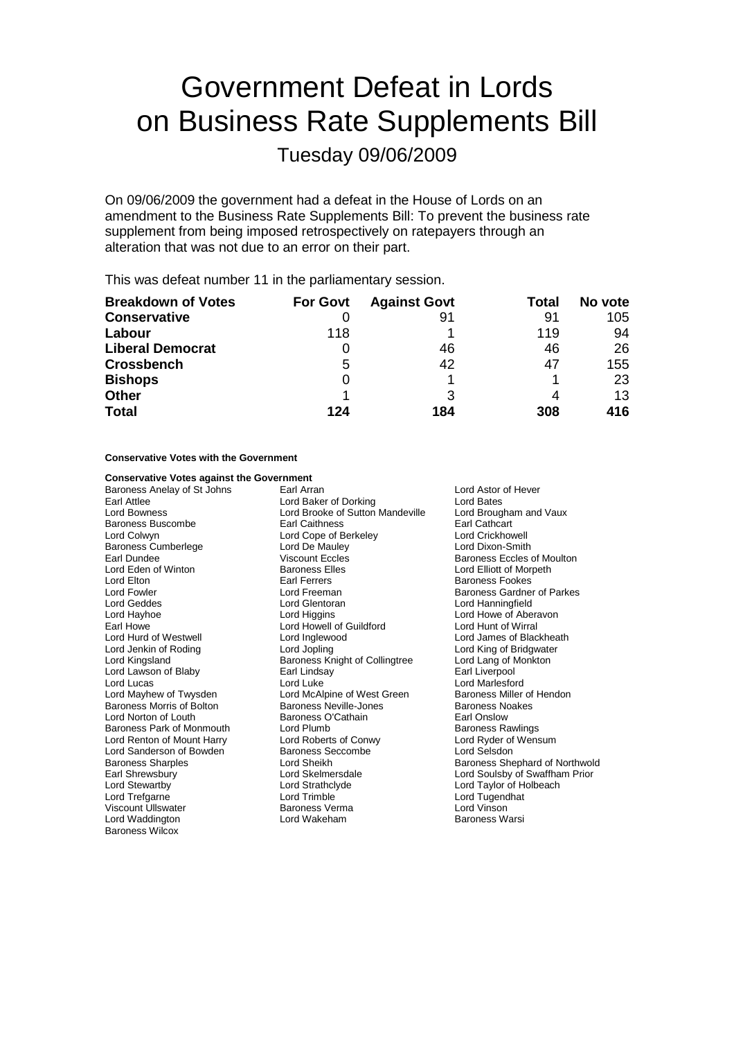# Government Defeat in Lords on Business Rate Supplements Bill

## Tuesday 09/06/2009

On 09/06/2009 the government had a defeat in the House of Lords on an amendment to the Business Rate Supplements Bill: To prevent the business rate supplement from being imposed retrospectively on ratepayers through an alteration that was not due to an error on their part.

This was defeat number 11 in the parliamentary session.

| Breakdown of Votes | For Govt | Against Govt | Total | No vote |
|---|---|---|---|---|
| **Conservative** | 0 | 91 | 91 | 105 |
| **Labour** | 118 | 1 | 119 | 94 |
| **Liberal Democrat** | 0 | 46 | 46 | 26 |
| **Crossbench** | 5 | 42 | 47 | 155 |
| **Bishops** | 0 | 1 | 1 | 23 |
| **Other** | 1 | 3 | 4 | 13 |
| **Total** | **124** | **184** | **308** | **416** |

**Conservative Votes with the Government**

**Conservative Votes against the Government**

Baroness Anelay of St Johns
Earl Arran
Lord Astor of Hever
Earl Attlee
Lord Baker of Dorking
Lord Bates
Lord Bowness
Lord Brooke of Sutton Mandeville
Lord Brougham and Vaux
Baroness Buscombe
Earl Caithness
Earl Cathcart
Lord Colwyn
Lord Cope of Berkeley
Lord Crickhowell
Baroness Cumberlege
Lord De Mauley
Lord Dixon-Smith
Earl Dundee
Viscount Eccles
Baroness Eccles of Moulton
Lord Eden of Winton
Baroness Elles
Lord Elliott of Morpeth
Lord Elton
Earl Ferrers
Baroness Fookes
Lord Fowler
Lord Freeman
Baroness Gardner of Parkes
Lord Geddes
Lord Glentoran
Lord Hanningfield
Lord Hayhoe
Lord Higgins
Lord Howe of Aberavon
Earl Howe
Lord Howell of Guildford
Lord Hunt of Wirral
Lord Hurd of Westwell
Lord Inglewood
Lord James of Blackheath
Lord Jenkin of Roding
Lord Jopling
Lord King of Bridgwater
Lord Kingsland
Baroness Knight of Collingtree
Lord Lang of Monkton
Lord Lawson of Blaby
Earl Lindsay
Earl Liverpool
Lord Lucas
Lord Luke
Lord Marlesford
Lord Mayhew of Twysden
Lord McAlpine of West Green
Baroness Miller of Hendon
Baroness Morris of Bolton
Baroness Neville-Jones
Baroness Noakes
Lord Norton of Louth
Baroness O'Cathain
Earl Onslow
Baroness Park of Monmouth
Lord Plumb
Baroness Rawlings
Lord Renton of Mount Harry
Lord Roberts of Conwy
Lord Ryder of Wensum
Lord Sanderson of Bowden
Baroness Seccombe
Lord Selsdon
Baroness Sharples
Lord Sheikh
Baroness Shephard of Northwold
Earl Shrewsbury
Lord Skelmersdale
Lord Soulsby of Swaffham Prior
Lord Stewartby
Lord Strathclyde
Lord Taylor of Holbeach
Lord Trefgarne
Lord Trimble
Lord Tugendhat
Viscount Ullswater
Baroness Verma
Lord Vinson
Lord Waddington
Lord Wakeham
Baroness Warsi
Baroness Wilcox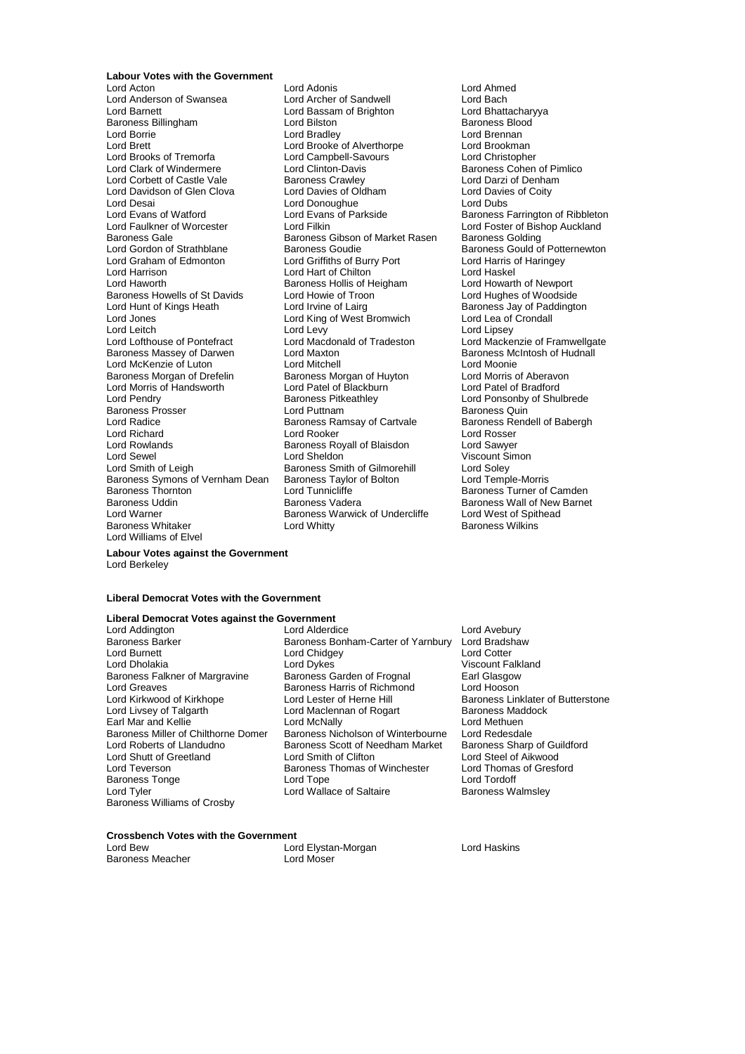**Labour Votes with the Government**

Lord Acton
Lord Adonis
Lord Ahmed
Lord Anderson of Swansea
Lord Archer of Sandwell
Lord Bach
Lord Barnett
Lord Bassam of Brighton
Lord Bhattacharyya
Baroness Billingham
Lord Bilston
Baroness Blood
Lord Borrie
Lord Bradley
Lord Brennan
Lord Brett
Lord Brooke of Alverthorpe
Lord Brookman
Lord Brooks of Tremorfa
Lord Campbell-Savours
Lord Christopher
Lord Clark of Windermere
Lord Clinton-Davis
Baroness Cohen of Pimlico
Lord Corbett of Castle Vale
Baroness Crawley
Lord Darzi of Denham
Lord Davidson of Glen Clova
Lord Davies of Oldham
Lord Davies of Coity
Lord Desai
Lord Donoughue
Lord Dubs
Lord Evans of Watford
Lord Evans of Parkside
Baroness Farrington of Ribbleton
Lord Faulkner of Worcester
Lord Filkin
Lord Foster of Bishop Auckland
Baroness Gale
Baroness Gibson of Market Rasen
Baroness Golding
Lord Gordon of Strathblane
Baroness Goudie
Baroness Gould of Potternewton
Lord Graham of Edmonton
Lord Griffiths of Burry Port
Lord Harris of Haringey
Lord Harrison
Lord Hart of Chilton
Lord Haskel
Lord Haworth
Baroness Hollis of Heigham
Lord Howarth of Newport
Baroness Howells of St Davids
Lord Howie of Troon
Lord Hughes of Woodside
Lord Hunt of Kings Heath
Lord Irvine of Lairg
Baroness Jay of Paddington
Lord Jones
Lord King of West Bromwich
Lord Lea of Crondall
Lord Leitch
Lord Levy
Lord Lipsey
Lord Lofthouse of Pontefract
Lord Macdonald of Tradeston
Lord Mackenzie of Framwellgate
Baroness Massey of Darwen
Lord Maxton
Baroness McIntosh of Hudnall
Lord McKenzie of Luton
Lord Mitchell
Lord Moonie
Baroness Morgan of Drefelin
Baroness Morgan of Huyton
Lord Morris of Aberavon
Lord Morris of Handsworth
Lord Patel of Blackburn
Lord Patel of Bradford
Lord Pendry
Baroness Pitkeathley
Lord Ponsonby of Shulbrede
Baroness Prosser
Lord Puttnam
Baroness Quin
Lord Radice
Baroness Ramsay of Cartvale
Baroness Rendell of Babergh
Lord Richard
Lord Rooker
Lord Rosser
Lord Rowlands
Baroness Royall of Blaisdon
Lord Sawyer
Lord Sewel
Lord Sheldon
Viscount Simon
Lord Smith of Leigh
Baroness Smith of Gilmorehill
Lord Soley
Baroness Symons of Vernham Dean
Baroness Taylor of Bolton
Lord Temple-Morris
Baroness Thornton
Lord Tunnicliffe
Baroness Turner of Camden
Baroness Uddin
Baroness Vadera
Baroness Wall of New Barnet
Lord Warner
Baroness Warwick of Undercliffe
Lord West of Spithead
Baroness Whitaker
Lord Whitty
Baroness Wilkins
Lord Williams of Elvel

**Labour Votes against the Government**

Lord Berkeley

**Liberal Democrat Votes with the Government**

**Liberal Democrat Votes against the Government**

Lord Addington
Lord Alderdice
Lord Avebury
Baroness Barker
Baroness Bonham-Carter of Yarnbury
Lord Bradshaw
Lord Burnett
Lord Chidgey
Lord Cotter
Lord Dholakia
Lord Dykes
Viscount Falkland
Baroness Falkner of Margravine
Baroness Garden of Frognal
Earl Glasgow
Lord Greaves
Baroness Harris of Richmond
Lord Hooson
Lord Kirkwood of Kirkhope
Lord Lester of Herne Hill
Baroness Linklater of Butterstone
Lord Livsey of Talgarth
Lord Maclennan of Rogart
Baroness Maddock
Earl Mar and Kellie
Lord McNally
Lord Methuen
Baroness Miller of Chilthorne Domer
Baroness Nicholson of Winterbourne
Lord Redesdale
Lord Roberts of Llandudno
Baroness Scott of Needham Market
Baroness Sharp of Guildford
Lord Shutt of Greetland
Lord Smith of Clifton
Lord Steel of Aikwood
Lord Teverson
Baroness Thomas of Winchester
Lord Thomas of Gresford
Baroness Tonge
Lord Tope
Lord Tordoff
Lord Tyler
Lord Wallace of Saltaire
Baroness Walmsley
Baroness Williams of Crosby

**Crossbench Votes with the Government**

Lord Bew
Lord Elystan-Morgan
Lord Haskins
Baroness Meacher
Lord Moser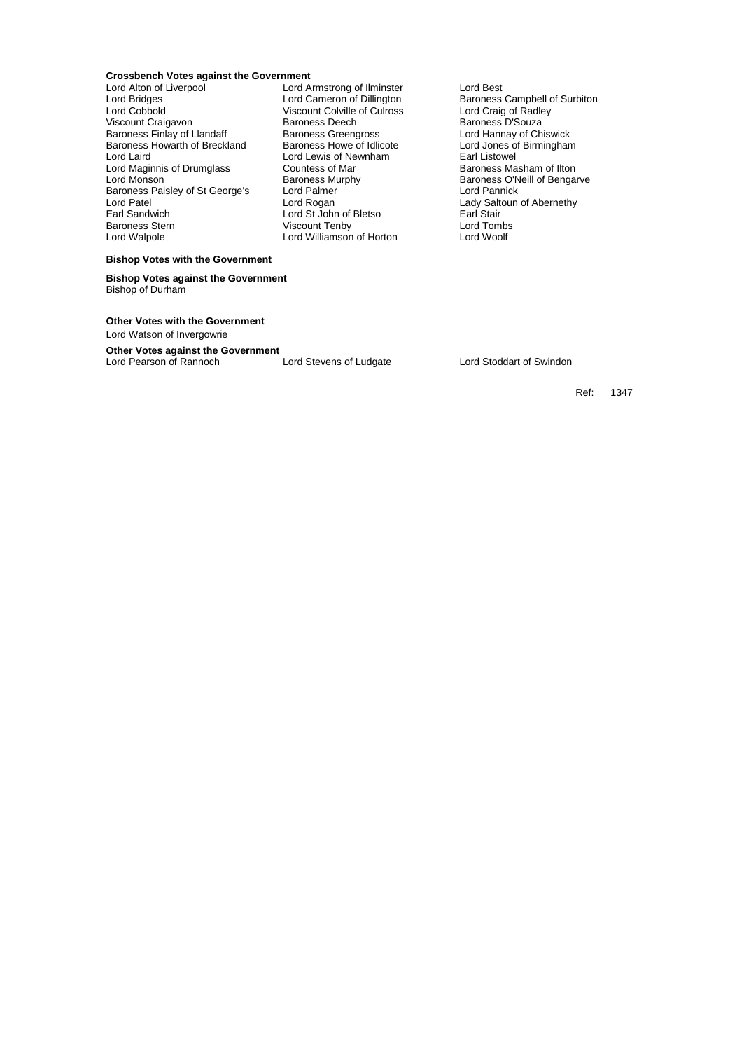**Crossbench Votes against the Government**

Lord Alton of Liverpool
Lord Armstrong of Ilminster
Lord Best
Lord Bridges
Lord Cameron of Dillington
Baroness Campbell of Surbiton
Lord Cobbold
Viscount Colville of Culross
Lord Craig of Radley
Viscount Craigavon
Baroness Deech
Baroness D'Souza
Baroness Finlay of Llandaff
Baroness Greengross
Lord Hannay of Chiswick
Baroness Howarth of Breckland
Baroness Howe of Idlicote
Lord Jones of Birmingham
Lord Laird
Lord Lewis of Newnham
Earl Listowel
Lord Maginnis of Drumglass
Countess of Mar
Baroness Masham of Ilton
Lord Monson
Baroness Murphy
Baroness O'Neill of Bengarve
Baroness Paisley of St George's
Lord Palmer
Lord Pannick
Lord Patel
Lord Rogan
Lady Saltoun of Abernethy
Earl Sandwich
Lord St John of Bletso
Earl Stair
Baroness Stern
Viscount Tenby
Lord Tombs
Lord Walpole
Lord Williamson of Horton
Lord Woolf

**Bishop Votes with the Government**

**Bishop Votes against the Government**

Bishop of Durham

**Other Votes with the Government**

Lord Watson of Invergowrie

**Other Votes against the Government**

Lord Pearson of Rannoch
Lord Stevens of Ludgate
Lord Stoddart of Swindon

Ref: 1347